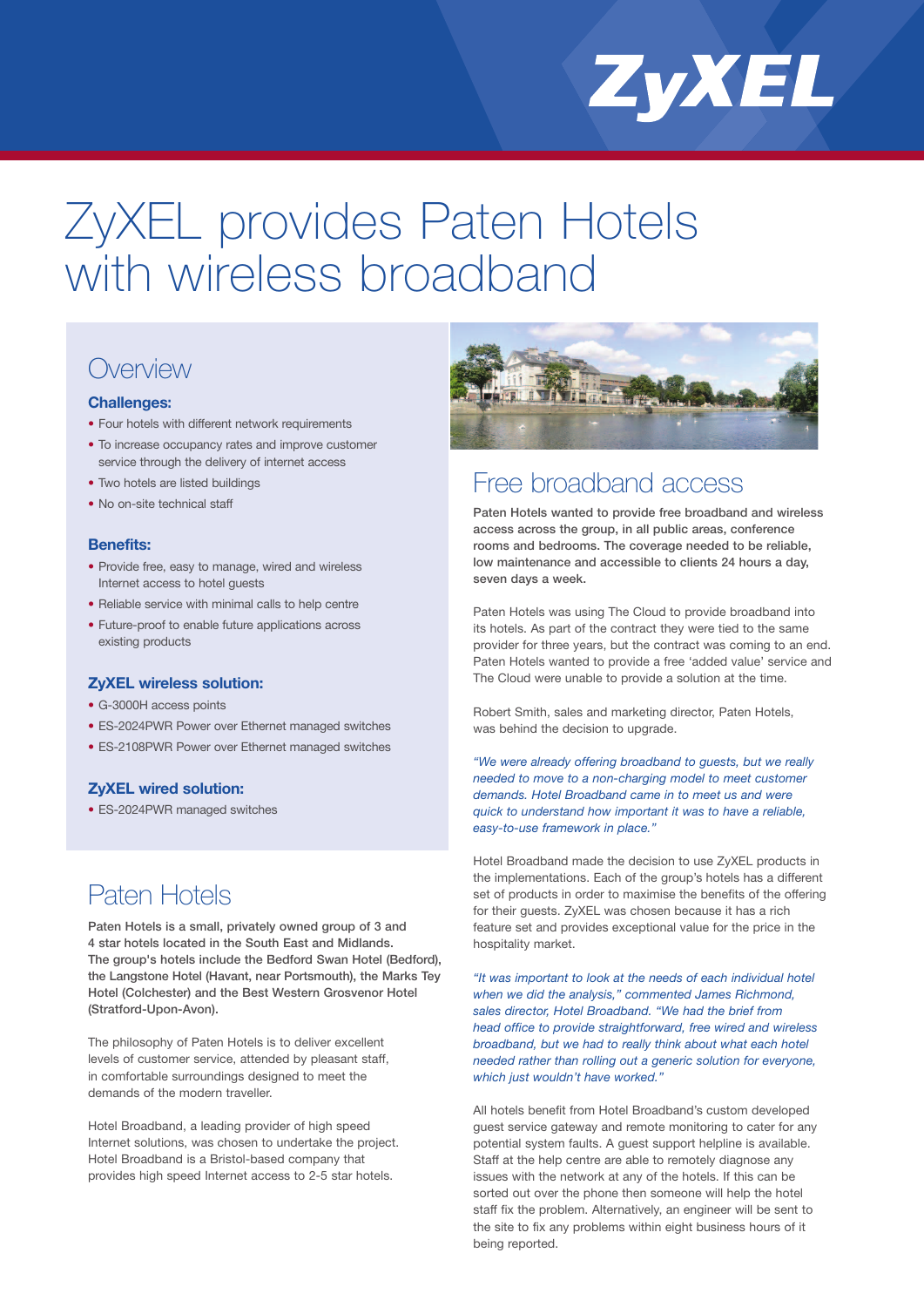ZyXEL

# ZyXEL provides Paten Hotels with wireless broadband

## Overview

### Challenges:

- Four hotels with different network requirements
- To increase occupancy rates and improve customer service through the delivery of internet access
- Two hotels are listed buildings
- No on-site technical staff

### Benefits:

- Provide free, easy to manage, wired and wireless Internet access to hotel guests
- Reliable service with minimal calls to help centre
- Future-proof to enable future applications across existing products

### ZyXEL wireless solution:

- G-3000H access points
- ES-2024PWR Power over Ethernet managed switches
- ES-2108PWR Power over Ethernet managed switches

### ZyXEL wired solution:

- ES-2024PWR managed switches

## Paten Hotels

**Paten Hotels is a small, privately owned group of 3 and 4 star hotels located in the South East and Midlands. The group's hotels include the Bedford Swan Hotel (Bedford), the Langstone Hotel (Havant, near Portsmouth), the Marks Tey Hotel (Colchester) and the Best Western Grosvenor Hotel (Stratford-Upon-Avon).**

The philosophy of Paten Hotels is to deliver excellent levels of customer service, attended by pleasant staff, in comfortable surroundings designed to meet the demands of the modern traveller.

Hotel Broadband, a leading provider of high speed Internet solutions, was chosen to undertake the project. Hotel Broadband is a Bristol-based company that provides high speed Internet access to 2-5 star hotels.

## Free broadband access

**Paten Hotels wanted to provide free broadband and wireless access across the group, in all public areas, conference rooms and bedrooms. The coverage needed to be reliable, low maintenance and accessible to clients 24 hours a day, seven days a week.**

Paten Hotels was using The Cloud to provide broadband into its hotels. As part of the contract they were tied to the same provider for three years, but the contract was coming to an end. Paten Hotels wanted to provide a free 'added value' service and The Cloud were unable to provide a solution at the time.

Robert Smith, sales and marketing director, Paten Hotels, was behind the decision to upgrade.

*"We were already offering broadband to guests, but we really needed to move to a non-charging model to meet customer demands. Hotel Broadband came in to meet us and were quick to understand how important it was to have a reliable, easy-to-use framework in place."*

Hotel Broadband made the decision to use ZyXEL products in the implementations. Each of the group's hotels has a different set of products in order to maximise the benefits of the offering for their guests. ZyXEL was chosen because it has a rich feature set and provides exceptional value for the price in the hospitality market.

*"It was important to look at the needs of each individual hotel when we did the analysis," commented James Richmond, sales director, Hotel Broadband. "We had the brief from head office to provide straightforward, free wired and wireless broadband, but we had to really think about what each hotel needed rather than rolling out a generic solution for everyone, which just wouldn't have worked."*

All hotels benefit from Hotel Broadband's custom developed guest service gateway and remote monitoring to cater for any potential system faults. A guest support helpline is available. Staff at the help centre are able to remotely diagnose any issues with the network at any of the hotels. If this can be sorted out over the phone then someone will help the hotel staff fix the problem. Alternatively, an engineer will be sent to the site to fix any problems within eight business hours of it being reported.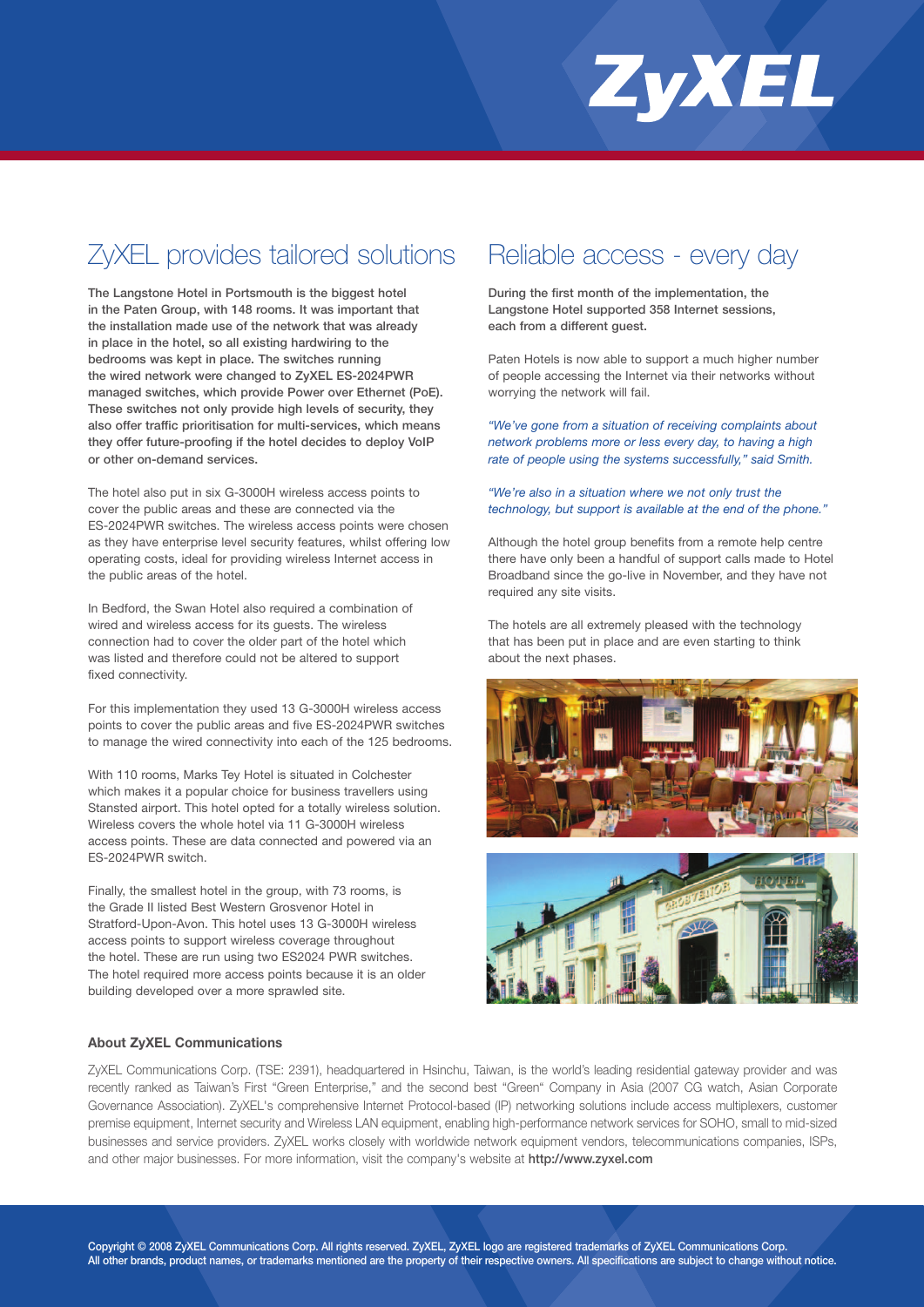## ZyXEL provides tailored solutions

**The Langstone Hotel in Portsmouth is the biggest hotel in the Paten Group, with 148 rooms. It was important that the installation made use of the network that was already in place in the hotel, so all existing hardwiring to the bedrooms was kept in place. The switches running the wired network were changed to ZyXEL ES-2024PWR managed switches, which provide Power over Ethernet (PoE). These switches not only provide high levels of security, they also offer traffic prioritisation for multi-services, which means they offer future-proofing if the hotel decides to deploy VoIP or other on-demand services.**

The hotel also put in six G-3000H wireless access points to cover the public areas and these are connected via the ES-2024PWR switches. The wireless access points were chosen as they have enterprise level security features, whilst offering low operating costs, ideal for providing wireless Internet access in the public areas of the hotel.

In Bedford, the Swan Hotel also required a combination of wired and wireless access for its guests. The wireless connection had to cover the older part of the hotel which was listed and therefore could not be altered to support fixed connectivity.

For this implementation they used 13 G-3000H wireless access points to cover the public areas and five ES-2024PWR switches to manage the wired connectivity into each of the 125 bedrooms.

With 110 rooms, Marks Tey Hotel is situated in Colchester which makes it a popular choice for business travellers using Stansted airport. This hotel opted for a totally wireless solution. Wireless covers the whole hotel via 11 G-3000H wireless access points. These are data connected and powered via an ES-2024PWR switch.

Finally, the smallest hotel in the group, with 73 rooms, is the Grade II listed Best Western Grosvenor Hotel in Stratford-Upon-Avon. This hotel uses 13 G-3000H wireless access points to support wireless coverage throughout the hotel. These are run using two ES2024 PWR switches. The hotel required more access points because it is an older building developed over a more sprawled site.

## Reliable access - every day

**During the first month of the implementation, the Langstone Hotel supported 358 Internet sessions, each from a different guest.**

Paten Hotels is now able to support a much higher number of people accessing the Internet via their networks without worrying the network will fail.

*"We've gone from a situation of receiving complaints about network problems more or less every day, to having a high rate of people using the systems successfully," said Smith.*

*"We're also in a situation where we not only trust the technology, but support is available at the end of the phone."*

Although the hotel group benefits from a remote help centre there have only been a handful of support calls made to Hotel Broadband since the go-live in November, and they have not required any site visits.

The hotels are all extremely pleased with the technology that has been put in place and are even starting to think about the next phases.

### About ZyXEL Communications

ZyXEL Communications Corp. (TSE: 2391), headquartered in Hsinchu, Taiwan, is the world's leading residential gateway provider and was recently ranked as Taiwan's First "Green Enterprise," and the second best "Green" Company in Asia (2007 CG watch, Asian Corporate Governance Association). ZyXEL's comprehensive Internet Protocol-based (IP) networking solutions include access multiplexers, customer premise equipment, Internet security and Wireless LAN equipment, enabling high-performance network services for SOHO, small to mid-sized businesses and service providers. ZyXEL works closely with worldwide network equipment vendors, telecommunications companies, ISPs, and other major businesses. For more information, visit the company's website at **http://www.zyxel.com**

Copyright © 2008 ZyXEL Communications Corp. All rights reserved. ZyXEL, ZyXEL logo are registered trademarks of ZyXEL Communications Corp. All other brands, product names, or trademarks mentioned are the property of their respective owners. All specifications are subject to change without notice.